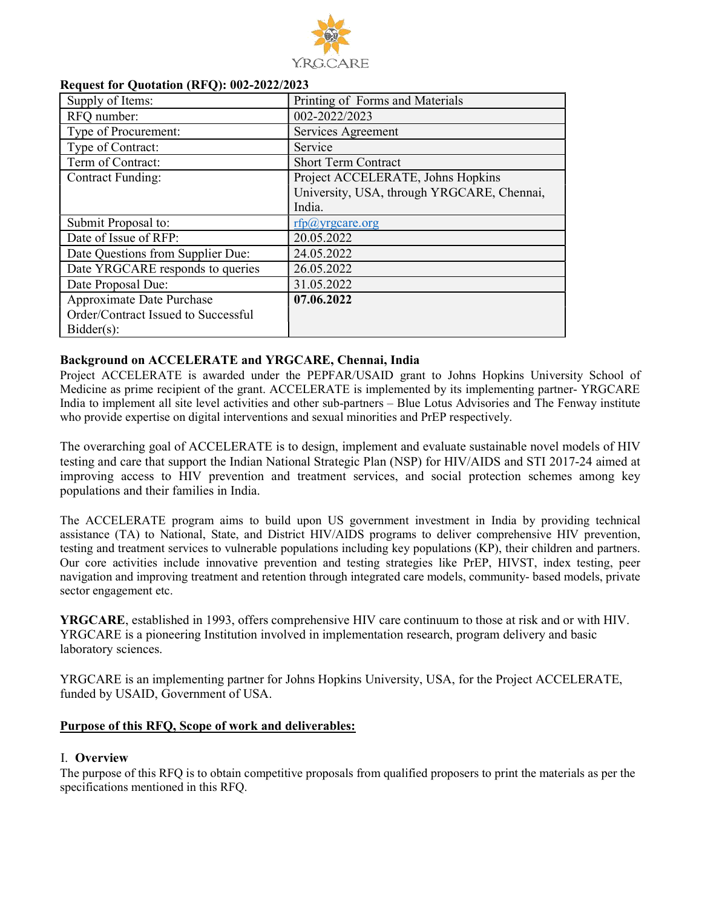Y.R.G.CARE

**Request for Quotation (RFQ): 002-2022/2023**

| | |
|---|---|
| Supply of Items: | Printing of Forms and Materials |
| RFQ number: | 002-2022/2023 |
| Type of Procurement: | Services Agreement |
| Type of Contract: | Service |
| Term of Contract: | Short Term Contract |
| Contract Funding: | Project ACCELERATE, Johns Hopkins University, USA, through YRGCARE, Chennai, India. |
| Submit Proposal to: | rfp@yrgcare.org |
| Date of Issue of RFP: | 20.05.2022 |
| Date Questions from Supplier Due: | 24.05.2022 |
| Date YRGCARE responds to queries | 26.05.2022 |
| Date Proposal Due: | 31.05.2022 |
| Approximate Date Purchase Order/Contract Issued to Successful Bidder(s): | **07.06.2022** |

**Background on ACCELERATE and YRGCARE, Chennai, India**

Project ACCELERATE is awarded under the PEPFAR/USAID grant to Johns Hopkins University School of Medicine as prime recipient of the grant. ACCELERATE is implemented by its implementing partner- YRGCARE India to implement all site level activities and other sub-partners – Blue Lotus Advisories and The Fenway institute who provide expertise on digital interventions and sexual minorities and PrEP respectively.

The overarching goal of ACCELERATE is to design, implement and evaluate sustainable novel models of HIV testing and care that support the Indian National Strategic Plan (NSP) for HIV/AIDS and STI 2017-24 aimed at improving access to HIV prevention and treatment services, and social protection schemes among key populations and their families in India.

The ACCELERATE program aims to build upon US government investment in India by providing technical assistance (TA) to National, State, and District HIV/AIDS programs to deliver comprehensive HIV prevention, testing and treatment services to vulnerable populations including key populations (KP), their children and partners. Our core activities include innovative prevention and testing strategies like PrEP, HIVST, index testing, peer navigation and improving treatment and retention through integrated care models, community- based models, private sector engagement etc.

**YRGCARE**, established in 1993, offers comprehensive HIV care continuum to those at risk and or with HIV. YRGCARE is a pioneering Institution involved in implementation research, program delivery and basic laboratory sciences.

YRGCARE is an implementing partner for Johns Hopkins University, USA, for the Project ACCELERATE, funded by USAID, Government of USA.

**Purpose of this RFQ, Scope of work and deliverables:**

### I. Overview

The purpose of this RFQ is to obtain competitive proposals from qualified proposers to print the materials as per the specifications mentioned in this RFQ.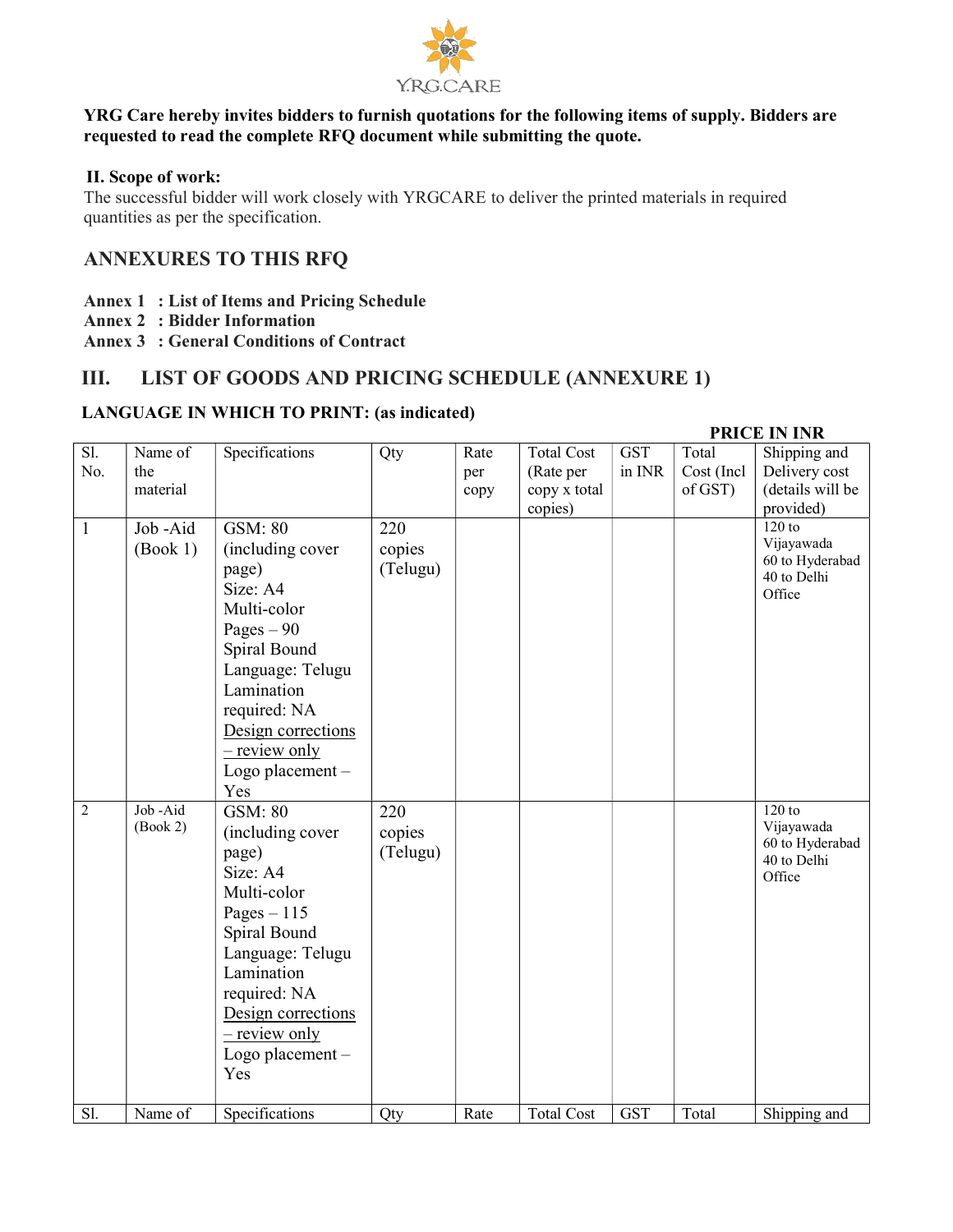YRG Care hereby invites bidders to furnish quotations for the following items of supply. Bidders are requested to read the complete RFQ document while submitting the quote.

**II. Scope of work:**

The successful bidder will work closely with YRGCARE to deliver the printed materials in required quantities as per the specification.

## ANNEXURES TO THIS RFQ

**Annex 1 : List of Items and Pricing Schedule**
**Annex 2 : Bidder Information**
**Annex 3 : General Conditions of Contract**

## III. LIST OF GOODS AND PRICING SCHEDULE (ANNEXURE 1)

**LANGUAGE IN WHICH TO PRINT: (as indicated)**

**PRICE IN INR**

| Sl. No. | Name of the material | Specifications | Qty | Rate per copy | Total Cost (Rate per copy x total copies) | GST in INR | Total Cost (Incl of GST) | Shipping and Delivery cost (details will be provided) |
|---|---|---|---|---|---|---|---|---|
| 1 | Job -Aid (Book 1) | GSM: 80 (including cover page) Size: A4 Multi-color Pages – 90 Spiral Bound Language: Telugu Lamination required: NA Design corrections – review only Logo placement – Yes | 220 copies (Telugu) | | | | | 120 to Vijayawada 60 to Hyderabad 40 to Delhi Office |
| 2 | Job -Aid (Book 2) | GSM: 80 (including cover page) Size: A4 Multi-color Pages – 115 Spiral Bound Language: Telugu Lamination required: NA Design corrections – review only Logo placement – Yes | 220 copies (Telugu) | | | | | 120 to Vijayawada 60 to Hyderabad 40 to Delhi Office |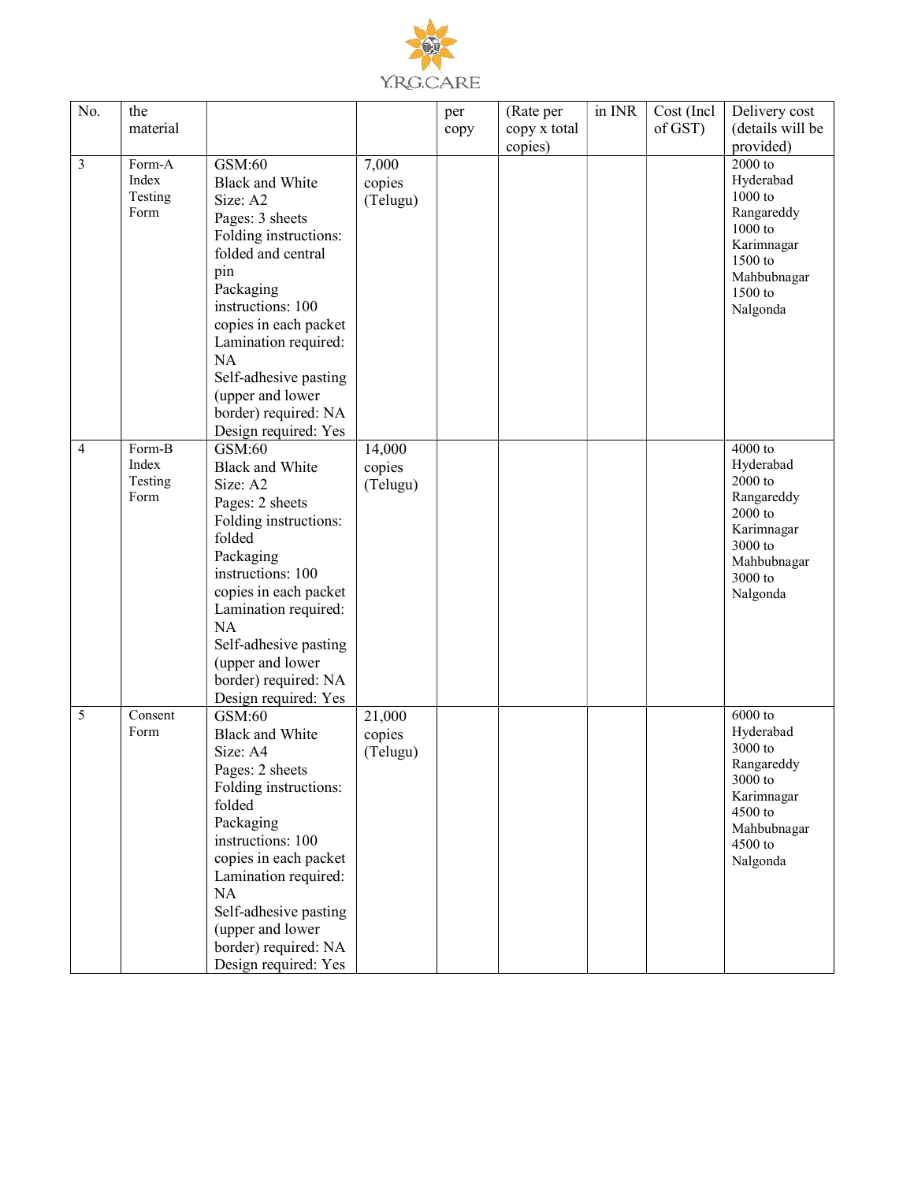| No. | the material | | | per copy | (Rate per copy x total copies) | in INR | Cost (Incl of GST) | Delivery cost (details will be provided) |
|---|---|---|---|---|---|---|---|---|
| 3 | Form-A Index Testing Form | GSM:60<br>Black and White<br>Size: A2<br>Pages: 3 sheets<br>Folding instructions: folded and central pin<br>Packaging instructions: 100 copies in each packet<br>Lamination required: NA<br>Self-adhesive pasting (upper and lower border) required: NA<br>Design required: Yes | 7,000 copies (Telugu) | | | | | 2000 to Hyderabad<br>1000 to Rangareddy<br>1000 to Karimnagar<br>1500 to Mahbubnagar<br>1500 to Nalgonda |
| 4 | Form-B Index Testing Form | GSM:60<br>Black and White<br>Size: A2<br>Pages: 2 sheets<br>Folding instructions: folded<br>Packaging instructions: 100 copies in each packet<br>Lamination required: NA<br>Self-adhesive pasting (upper and lower border) required: NA<br>Design required: Yes | 14,000 copies (Telugu) | | | | | 4000 to Hyderabad<br>2000 to Rangareddy<br>2000 to Karimnagar<br>3000 to Mahbubnagar<br>3000 to Nalgonda |
| 5 | Consent Form | GSM:60<br>Black and White<br>Size: A4<br>Pages: 2 sheets<br>Folding instructions: folded<br>Packaging instructions: 100 copies in each packet<br>Lamination required: NA<br>Self-adhesive pasting (upper and lower border) required: NA<br>Design required: Yes | 21,000 copies (Telugu) | | | | | 6000 to Hyderabad<br>3000 to Rangareddy<br>3000 to Karimnagar<br>4500 to Mahbubnagar<br>4500 to Nalgonda |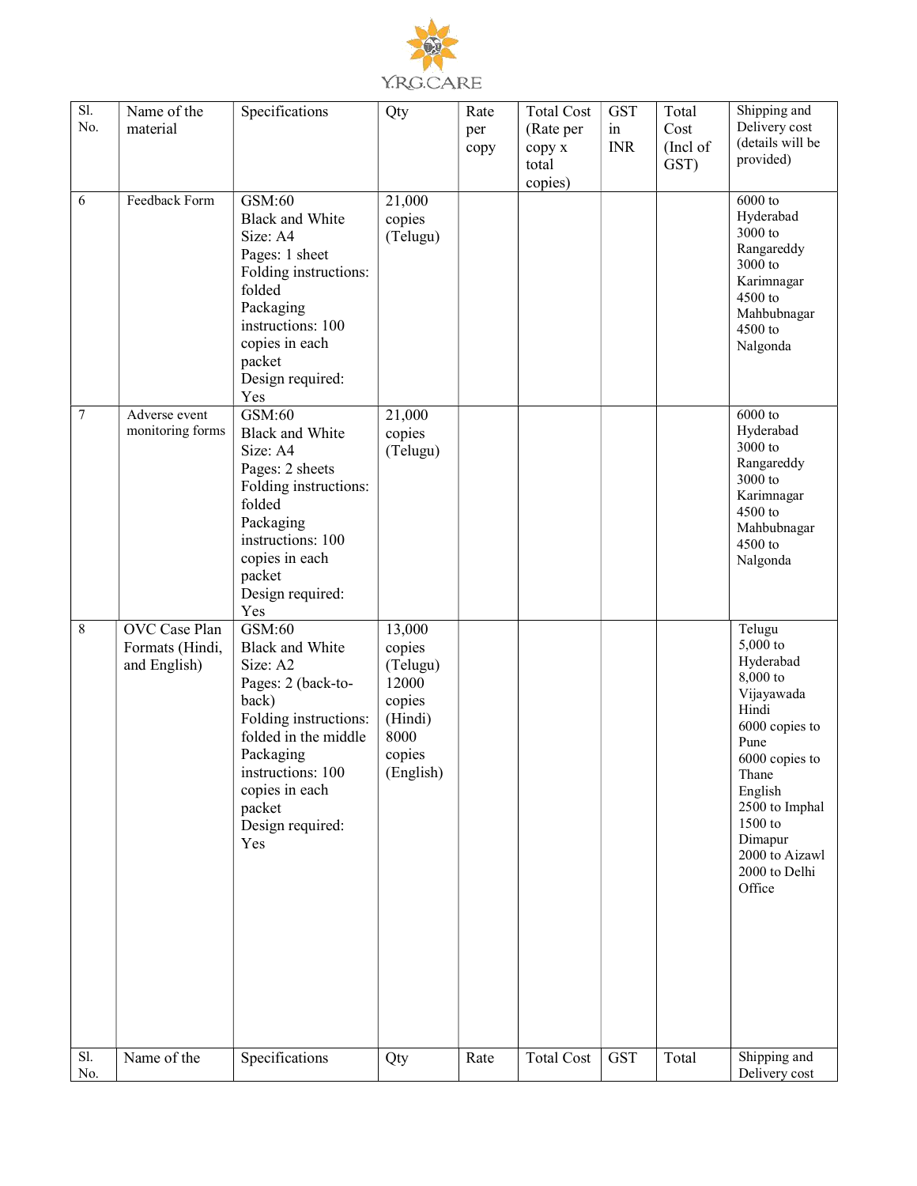| Sl. No. | Name of the material | Specifications | Qty | Rate per copy | Total Cost (Rate per copy x total copies) | GST in INR | Total Cost (Incl of GST) | Shipping and Delivery cost (details will be provided) |
|---|---|---|---|---|---|---|---|---|
| 6 | Feedback Form | GSM:60<br>Black and White<br>Size: A4<br>Pages: 1 sheet<br>Folding instructions: folded<br>Packaging instructions: 100 copies in each packet<br>Design required: Yes | 21,000 copies (Telugu) | | | | | 6000 to Hyderabad<br>3000 to Rangareddy<br>3000 to Karimnagar<br>4500 to Mahbubnagar<br>4500 to Nalgonda |
| 7 | Adverse event monitoring forms | GSM:60<br>Black and White<br>Size: A4<br>Pages: 2 sheets<br>Folding instructions: folded<br>Packaging instructions: 100 copies in each packet<br>Design required: Yes | 21,000 copies (Telugu) | | | | | 6000 to Hyderabad<br>3000 to Rangareddy<br>3000 to Karimnagar<br>4500 to Mahbubnagar<br>4500 to Nalgonda |
| 8 | OVC Case Plan Formats (Hindi, and English) | GSM:60<br>Black and White<br>Size: A2<br>Pages: 2 (back-to-back)<br>Folding instructions: folded in the middle<br>Packaging instructions: 100 copies in each packet<br>Design required: Yes | 13,000 copies (Telugu)<br>12000 copies (Hindi)<br>8000 copies (English) | | | | | Telugu<br>5,000 to Hyderabad<br>8,000 to Vijayawada<br>Hindi<br>6000 copies to Pune<br>6000 copies to Thane<br>English<br>2500 to Imphal<br>1500 to Dimapur<br>2000 to Aizawl<br>2000 to Delhi Office |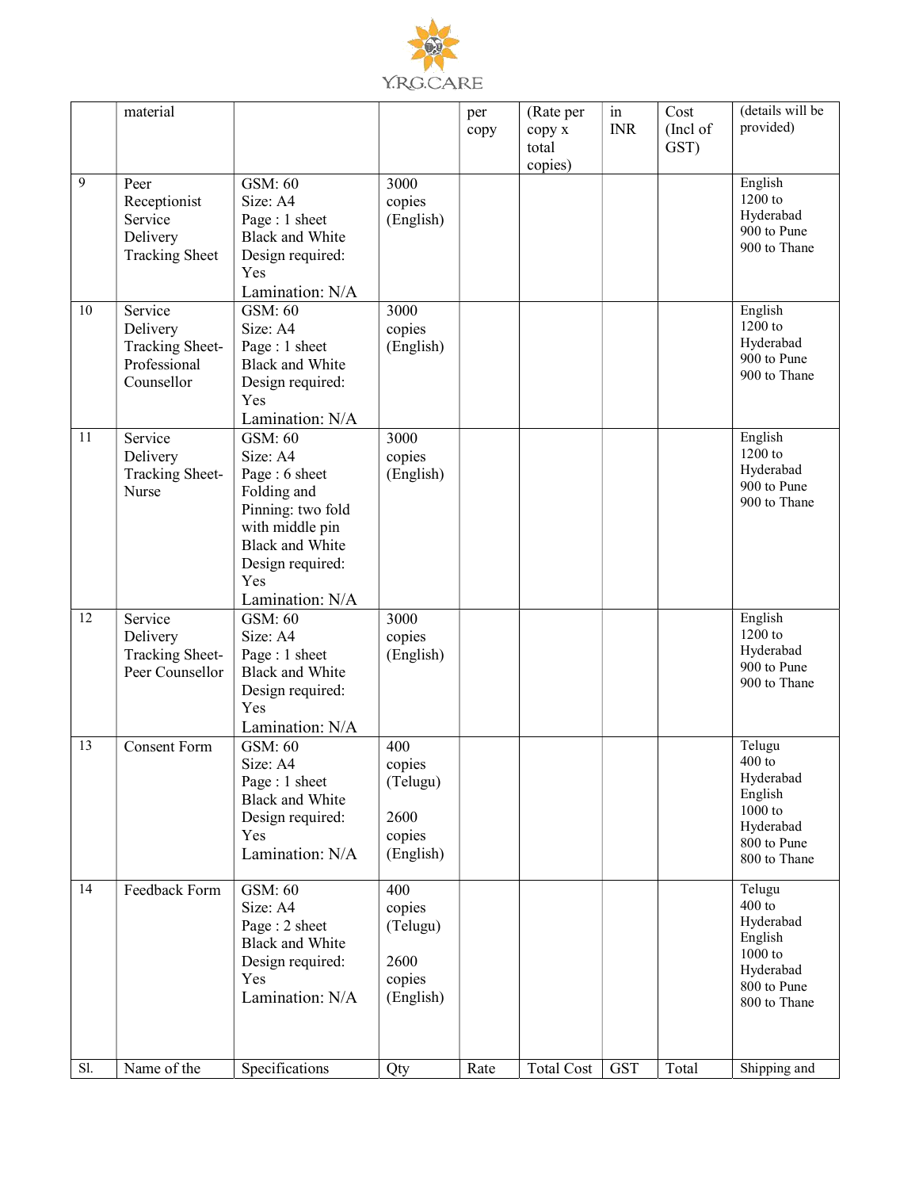| Sl. | Name of the material | Specifications | Qty | Rate per copy | Total Cost (Rate per copy x total copies) | GST in INR | Total Cost (Incl of GST) | Shipping and (details will be provided) |
|---|---|---|---|---|---|---|---|---|
| 9 | Peer Receptionist Service Delivery Tracking Sheet | GSM: 60<br>Size: A4<br>Page : 1 sheet<br>Black and White<br>Design required: Yes<br>Lamination: N/A | 3000 copies (English) | | | | | English<br>1200 to Hyderabad<br>900 to Pune<br>900 to Thane |
| 10 | Service Delivery Tracking Sheet- Professional Counsellor | GSM: 60<br>Size: A4<br>Page : 1 sheet<br>Black and White<br>Design required: Yes<br>Lamination: N/A | 3000 copies (English) | | | | | English<br>1200 to Hyderabad<br>900 to Pune<br>900 to Thane |
| 11 | Service Delivery Tracking Sheet- Nurse | GSM: 60<br>Size: A4<br>Page : 6 sheet<br>Folding and Pinning: two fold with middle pin<br>Black and White<br>Design required: Yes<br>Lamination: N/A | 3000 copies (English) | | | | | English<br>1200 to Hyderabad<br>900 to Pune<br>900 to Thane |
| 12 | Service Delivery Tracking Sheet- Peer Counsellor | GSM: 60<br>Size: A4<br>Page : 1 sheet<br>Black and White<br>Design required: Yes<br>Lamination: N/A | 3000 copies (English) | | | | | English<br>1200 to Hyderabad<br>900 to Pune<br>900 to Thane |
| 13 | Consent Form | GSM: 60<br>Size: A4<br>Page : 1 sheet<br>Black and White<br>Design required: Yes<br>Lamination: N/A | 400 copies (Telugu)<br><br>2600 copies (English) | | | | | Telugu<br>400 to Hyderabad<br>English<br>1000 to Hyderabad<br>800 to Pune<br>800 to Thane |
| 14 | Feedback Form | GSM: 60<br>Size: A4<br>Page : 2 sheet<br>Black and White<br>Design required: Yes<br>Lamination: N/A | 400 copies (Telugu)<br><br>2600 copies (English) | | | | | Telugu<br>400 to Hyderabad<br>English<br>1000 to Hyderabad<br>800 to Pune<br>800 to Thane |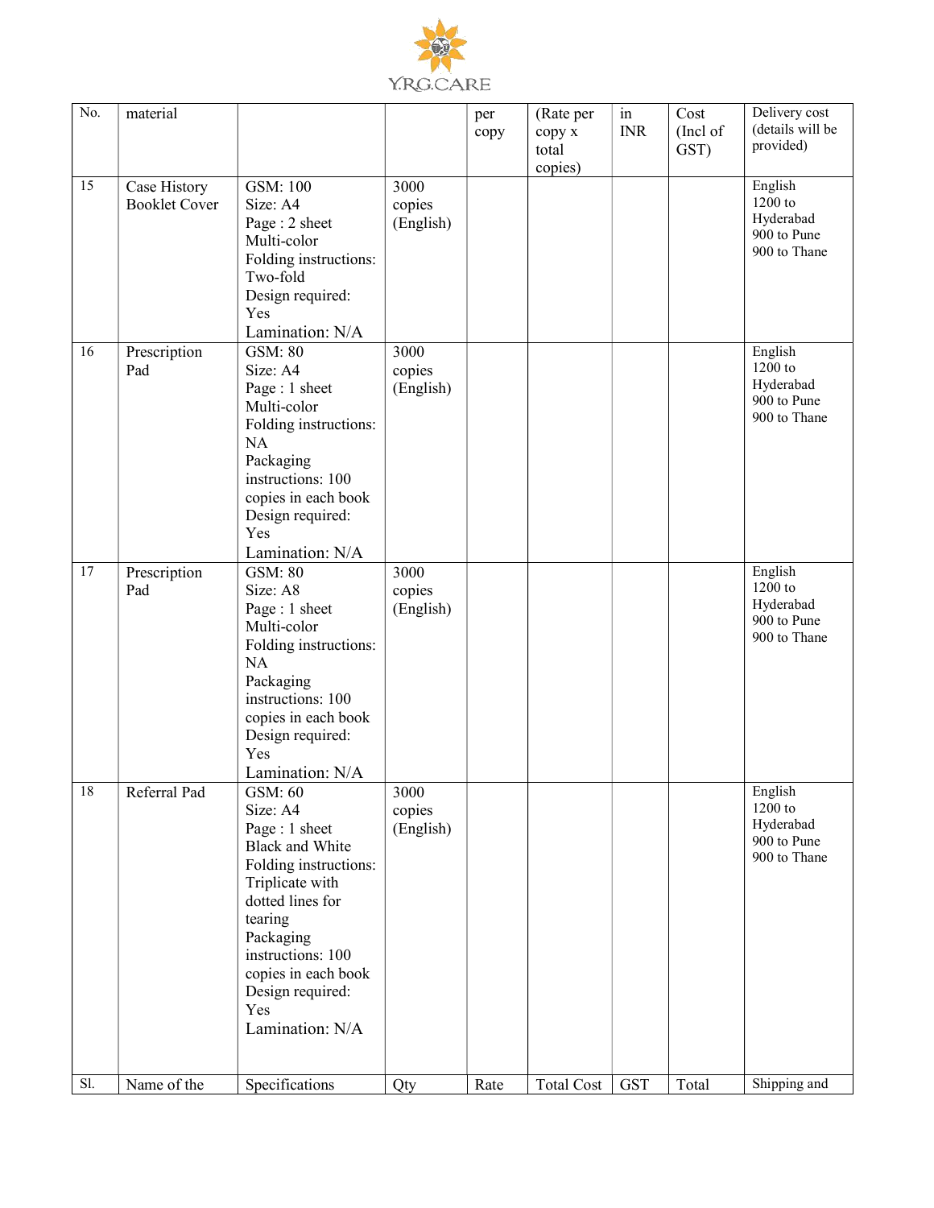| Sl. No. | Name of the material | Specifications | Qty | Rate per copy | Total Cost (Rate per copy x total copies) | GST in INR | Total Cost (Incl of GST) | Shipping and Delivery cost (details will be provided) |
|---|---|---|---|---|---|---|---|---|
| 15 | Case History Booklet Cover | GSM: 100<br>Size: A4<br>Page : 2 sheet<br>Multi-color<br>Folding instructions: Two-fold<br>Design required: Yes<br>Lamination: N/A | 3000 copies (English) | | | | | English<br>1200 to Hyderabad<br>900 to Pune<br>900 to Thane |
| 16 | Prescription Pad | GSM: 80<br>Size: A4<br>Page : 1 sheet<br>Multi-color<br>Folding instructions: NA<br>Packaging instructions: 100 copies in each book<br>Design required: Yes<br>Lamination: N/A | 3000 copies (English) | | | | | English<br>1200 to Hyderabad<br>900 to Pune<br>900 to Thane |
| 17 | Prescription Pad | GSM: 80<br>Size: A8<br>Page : 1 sheet<br>Multi-color<br>Folding instructions: NA<br>Packaging instructions: 100 copies in each book<br>Design required: Yes<br>Lamination: N/A | 3000 copies (English) | | | | | English<br>1200 to Hyderabad<br>900 to Pune<br>900 to Thane |
| 18 | Referral Pad | GSM: 60<br>Size: A4<br>Page : 1 sheet<br>Black and White<br>Folding instructions: Triplicate with dotted lines for tearing<br>Packaging instructions: 100 copies in each book<br>Design required: Yes<br>Lamination: N/A | 3000 copies (English) | | | | | English<br>1200 to Hyderabad<br>900 to Pune<br>900 to Thane |
| Sl. | Name of the | Specifications | Qty | Rate | Total Cost | GST | Total | Shipping and |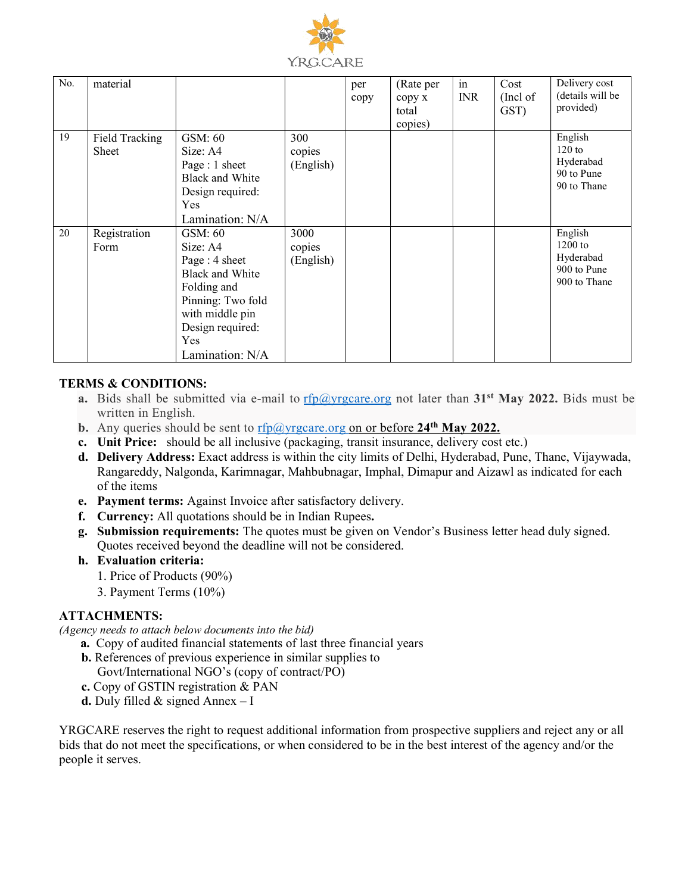| No. | material | | | per copy | (Rate per copy x total copies) | in INR | Cost (Incl of GST) | Delivery cost (details will be provided) |
|---|---|---|---|---|---|---|---|---|
| 19 | Field Tracking Sheet | GSM: 60<br>Size: A4<br>Page : 1 sheet<br>Black and White<br>Design required: Yes<br>Lamination: N/A | 300 copies (English) | | | | | English<br>120 to Hyderabad<br>90 to Pune<br>90 to Thane |
| 20 | Registration Form | GSM: 60<br>Size: A4<br>Page : 4 sheet<br>Black and White<br>Folding and Pinning: Two fold with middle pin<br>Design required: Yes<br>Lamination: N/A | 3000 copies (English) | | | | | English<br>1200 to Hyderabad<br>900 to Pune<br>900 to Thane |

**TERMS & CONDITIONS:**

- **a.** Bids shall be submitted via e-mail to rfp@yrgcare.org not later than **31st May 2022.** Bids must be written in English.
- **b.** Any queries should be sent to rfp@yrgcare.org on or before **24th May 2022.**
- **c.** **Unit Price:** should be all inclusive (packaging, transit insurance, delivery cost etc.)
- **d.** **Delivery Address:** Exact address is within the city limits of Delhi, Hyderabad, Pune, Thane, Vijaywada, Rangareddy, Nalgonda, Karimnagar, Mahbubnagar, Imphal, Dimapur and Aizawl as indicated for each of the items
- **e.** **Payment terms:** Against Invoice after satisfactory delivery.
- **f.** **Currency:** All quotations should be in Indian Rupees**.**
- **g.** **Submission requirements:** The quotes must be given on Vendor's Business letter head duly signed. Quotes received beyond the deadline will not be considered.
- **h.** **Evaluation criteria:**
  1. Price of Products (90%)
  3. Payment Terms (10%)

**ATTACHMENTS:**

*(Agency needs to attach below documents into the bid)*

- **a.** Copy of audited financial statements of last three financial years
- **b.** References of previous experience in similar supplies to Govt/International NGO's (copy of contract/PO)
- **c.** Copy of GSTIN registration & PAN
- **d.** Duly filled & signed Annex – I

YRGCARE reserves the right to request additional information from prospective suppliers and reject any or all bids that do not meet the specifications, or when considered to be in the best interest of the agency and/or the people it serves.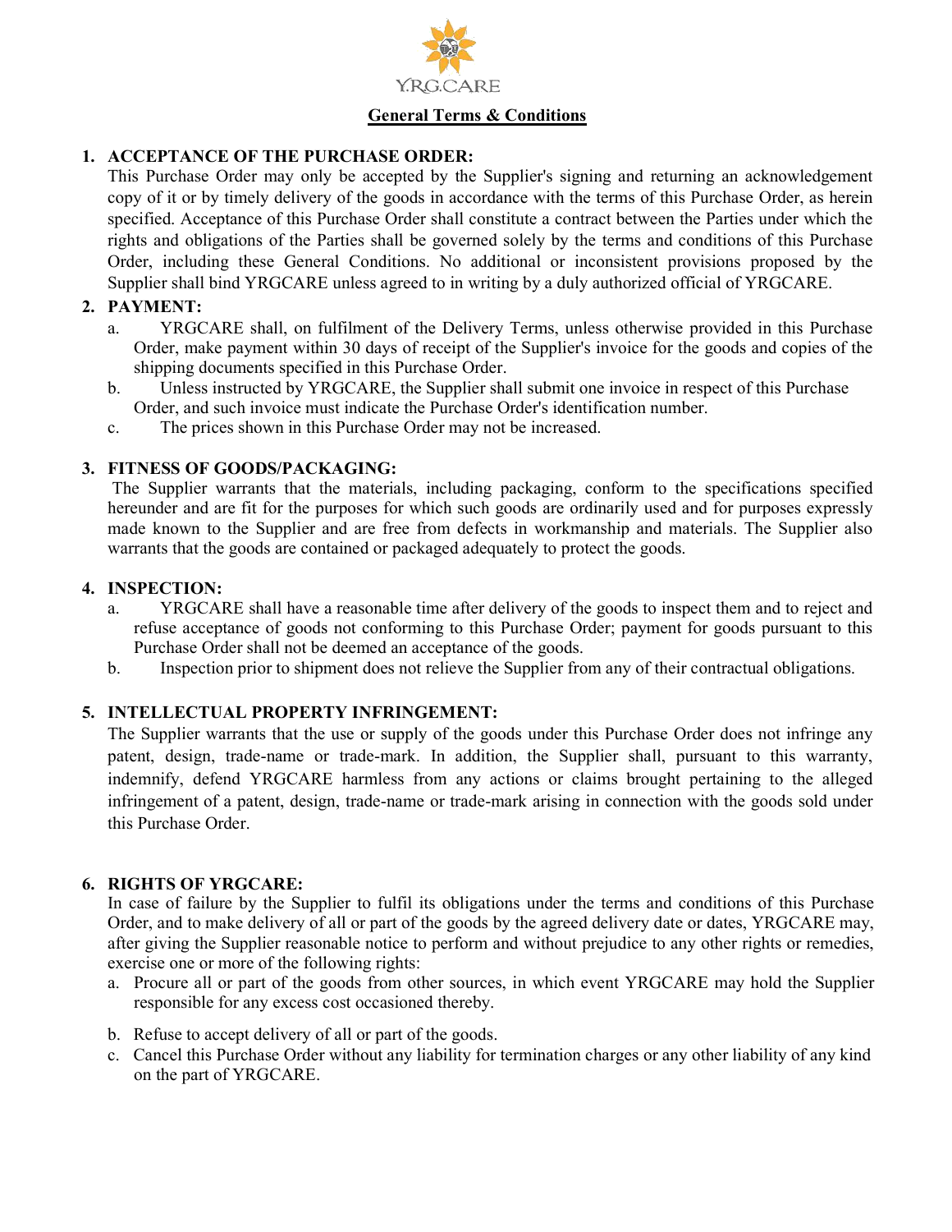Y.R.G.CARE

## General Terms & Conditions

### 1. ACCEPTANCE OF THE PURCHASE ORDER:

This Purchase Order may only be accepted by the Supplier's signing and returning an acknowledgement copy of it or by timely delivery of the goods in accordance with the terms of this Purchase Order, as herein specified. Acceptance of this Purchase Order shall constitute a contract between the Parties under which the rights and obligations of the Parties shall be governed solely by the terms and conditions of this Purchase Order, including these General Conditions. No additional or inconsistent provisions proposed by the Supplier shall bind YRGCARE unless agreed to in writing by a duly authorized official of YRGCARE.

### 2. PAYMENT:

a. YRGCARE shall, on fulfilment of the Delivery Terms, unless otherwise provided in this Purchase Order, make payment within 30 days of receipt of the Supplier's invoice for the goods and copies of the shipping documents specified in this Purchase Order.

b. Unless instructed by YRGCARE, the Supplier shall submit one invoice in respect of this Purchase Order, and such invoice must indicate the Purchase Order's identification number.

c. The prices shown in this Purchase Order may not be increased.

### 3. FITNESS OF GOODS/PACKAGING:

The Supplier warrants that the materials, including packaging, conform to the specifications specified hereunder and are fit for the purposes for which such goods are ordinarily used and for purposes expressly made known to the Supplier and are free from defects in workmanship and materials. The Supplier also warrants that the goods are contained or packaged adequately to protect the goods.

### 4. INSPECTION:

a. YRGCARE shall have a reasonable time after delivery of the goods to inspect them and to reject and refuse acceptance of goods not conforming to this Purchase Order; payment for goods pursuant to this Purchase Order shall not be deemed an acceptance of the goods.

b. Inspection prior to shipment does not relieve the Supplier from any of their contractual obligations.

### 5. INTELLECTUAL PROPERTY INFRINGEMENT:

The Supplier warrants that the use or supply of the goods under this Purchase Order does not infringe any patent, design, trade-name or trade-mark. In addition, the Supplier shall, pursuant to this warranty, indemnify, defend YRGCARE harmless from any actions or claims brought pertaining to the alleged infringement of a patent, design, trade-name or trade-mark arising in connection with the goods sold under this Purchase Order.

### 6. RIGHTS OF YRGCARE:

In case of failure by the Supplier to fulfil its obligations under the terms and conditions of this Purchase Order, and to make delivery of all or part of the goods by the agreed delivery date or dates, YRGCARE may, after giving the Supplier reasonable notice to perform and without prejudice to any other rights or remedies, exercise one or more of the following rights:

a. Procure all or part of the goods from other sources, in which event YRGCARE may hold the Supplier responsible for any excess cost occasioned thereby.

b. Refuse to accept delivery of all or part of the goods.

c. Cancel this Purchase Order without any liability for termination charges or any other liability of any kind on the part of YRGCARE.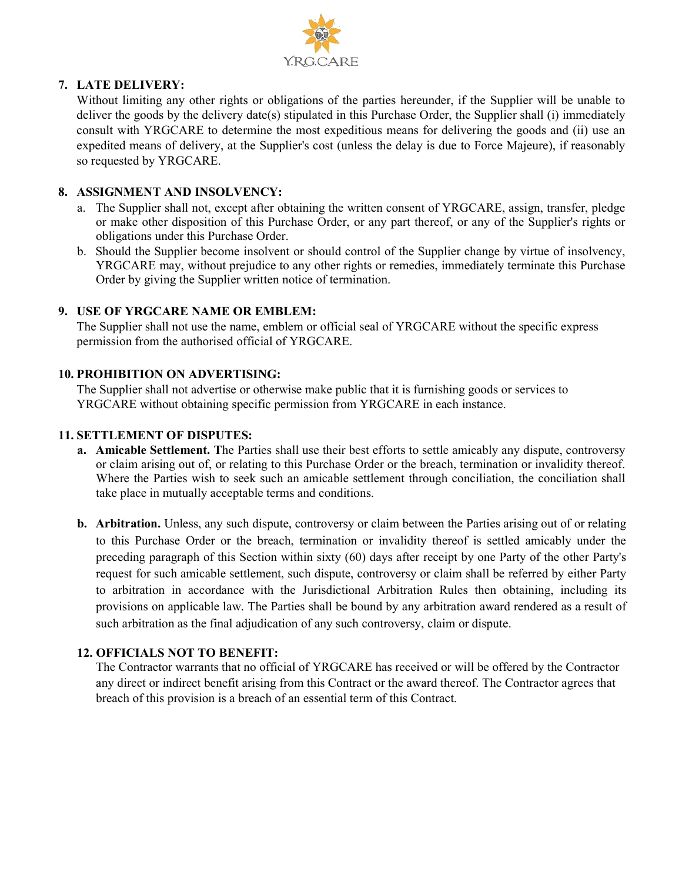### 7. LATE DELIVERY:

Without limiting any other rights or obligations of the parties hereunder, if the Supplier will be unable to deliver the goods by the delivery date(s) stipulated in this Purchase Order, the Supplier shall (i) immediately consult with YRGCARE to determine the most expeditious means for delivering the goods and (ii) use an expedited means of delivery, at the Supplier's cost (unless the delay is due to Force Majeure), if reasonably so requested by YRGCARE.

### 8. ASSIGNMENT AND INSOLVENCY:

a. The Supplier shall not, except after obtaining the written consent of YRGCARE, assign, transfer, pledge or make other disposition of this Purchase Order, or any part thereof, or any of the Supplier's rights or obligations under this Purchase Order.
b. Should the Supplier become insolvent or should control of the Supplier change by virtue of insolvency, YRGCARE may, without prejudice to any other rights or remedies, immediately terminate this Purchase Order by giving the Supplier written notice of termination.

### 9. USE OF YRGCARE NAME OR EMBLEM:

The Supplier shall not use the name, emblem or official seal of YRGCARE without the specific express permission from the authorised official of YRGCARE.

### 10. PROHIBITION ON ADVERTISING:

The Supplier shall not advertise or otherwise make public that it is furnishing goods or services to YRGCARE without obtaining specific permission from YRGCARE in each instance.

### 11. SETTLEMENT OF DISPUTES:

a. **Amicable Settlement. T**he Parties shall use their best efforts to settle amicably any dispute, controversy or claim arising out of, or relating to this Purchase Order or the breach, termination or invalidity thereof. Where the Parties wish to seek such an amicable settlement through conciliation, the conciliation shall take place in mutually acceptable terms and conditions.

b. **Arbitration.** Unless, any such dispute, controversy or claim between the Parties arising out of or relating to this Purchase Order or the breach, termination or invalidity thereof is settled amicably under the preceding paragraph of this Section within sixty (60) days after receipt by one Party of the other Party's request for such amicable settlement, such dispute, controversy or claim shall be referred by either Party to arbitration in accordance with the Jurisdictional Arbitration Rules then obtaining, including its provisions on applicable law. The Parties shall be bound by any arbitration award rendered as a result of such arbitration as the final adjudication of any such controversy, claim or dispute.

### 12. OFFICIALS NOT TO BENEFIT:

The Contractor warrants that no official of YRGCARE has received or will be offered by the Contractor any direct or indirect benefit arising from this Contract or the award thereof. The Contractor agrees that breach of this provision is a breach of an essential term of this Contract.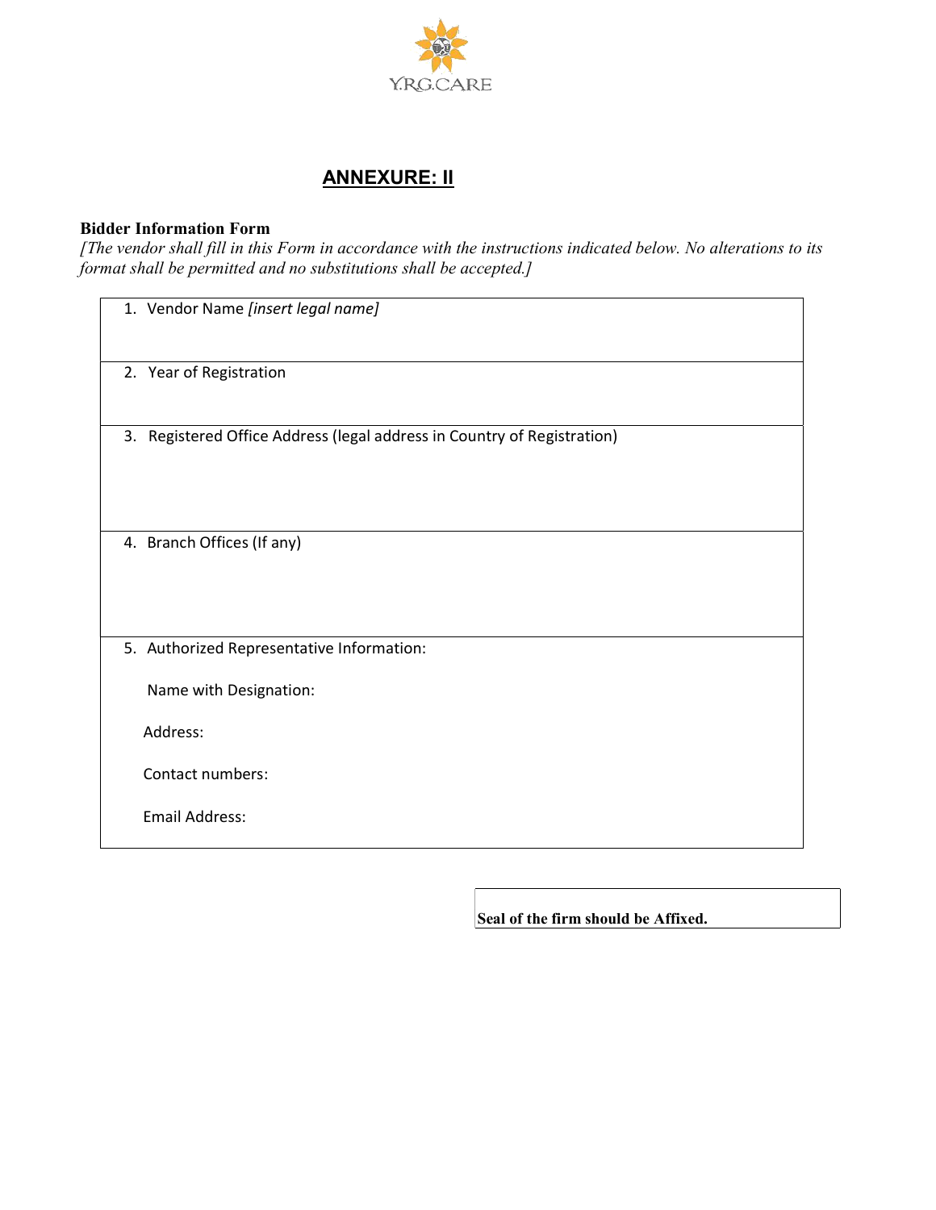Y.R.G.CARE

## ANNEXURE: II

**Bidder Information Form**

*[The vendor shall fill in this Form in accordance with the instructions indicated below. No alterations to its format shall be permitted and no substitutions shall be accepted.]*

| |
|---|
| 1. Vendor Name *[insert legal name]* |
| 2. Year of Registration |
| 3. Registered Office Address (legal address in Country of Registration) |
| 4. Branch Offices (If any) |
| 5. Authorized Representative Information:<br><br>Name with Designation:<br><br>Address:<br><br>Contact numbers:<br><br>Email Address: |

**Seal of the firm should be Affixed.**